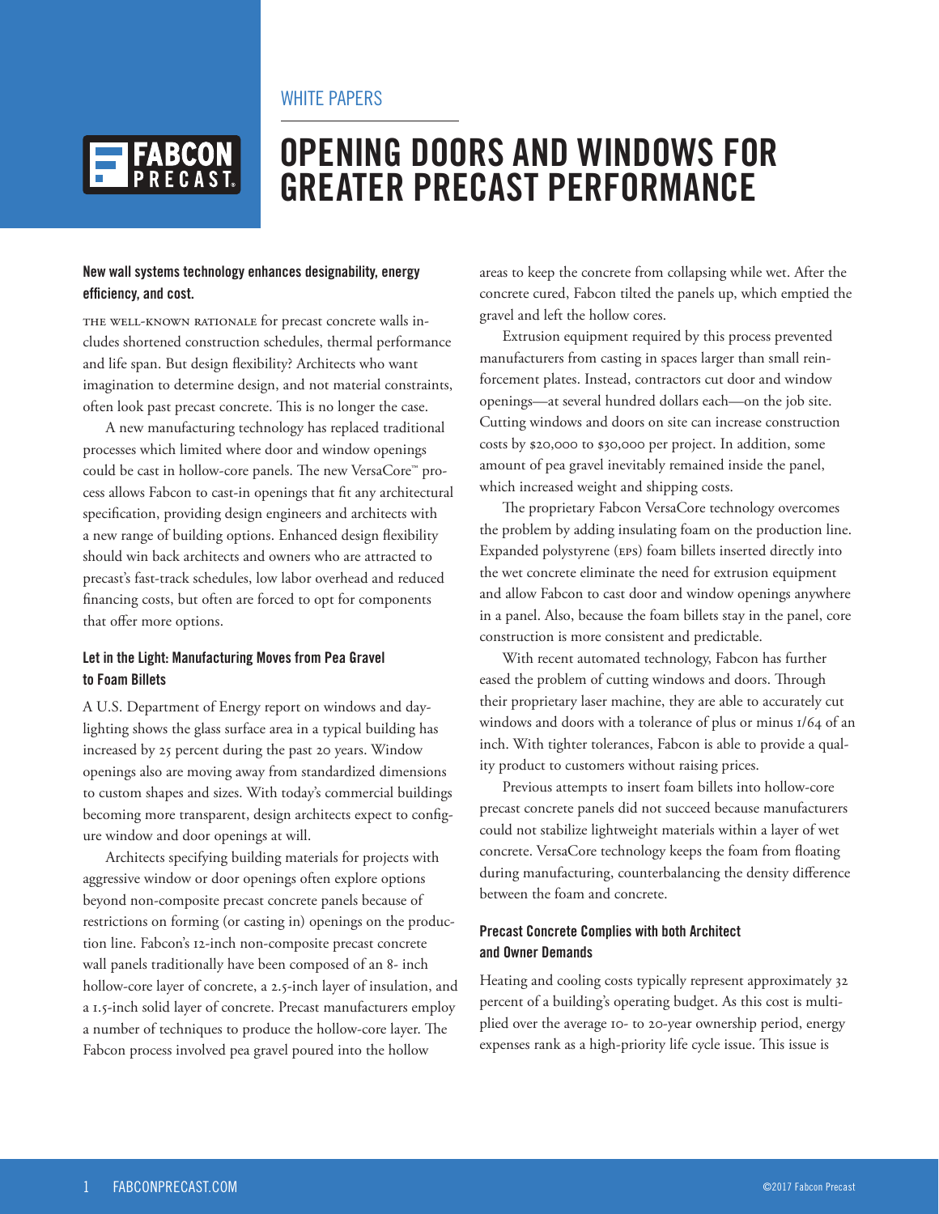WHITE PAPERS

# OPENING DOORS AND WINDOWS FOR GREATER PRECAST PERFORMANCE

### New wall systems technology enhances designability, energy efficiency, and cost.

THE WELL-KNOWN RATIONALE for precast concrete walls includes shortened construction schedules, thermal performance and life span. But design flexibility? Architects who want imagination to determine design, and not material constraints, often look past precast concrete. This is no longer the case.

A new manufacturing technology has replaced traditional processes which limited where door and window openings could be cast in hollow-core panels. The new VersaCore™ process allows Fabcon to cast-in openings that fit any architectural specification, providing design engineers and architects with a new range of building options. Enhanced design flexibility should win back architects and owners who are attracted to precast's fast-track schedules, low labor overhead and reduced financing costs, but often are forced to opt for components that offer more options.

### Let in the Light: Manufacturing Moves from Pea Gravel to Foam Billets

A U.S. Department of Energy report on windows and daylighting shows the glass surface area in a typical building has increased by 25 percent during the past 20 years. Window openings also are moving away from standardized dimensions to custom shapes and sizes. With today's commercial buildings becoming more transparent, design architects expect to configure window and door openings at will.

Architects specifying building materials for projects with aggressive window or door openings often explore options beyond non-composite precast concrete panels because of restrictions on forming (or casting in) openings on the production line. Fabcon's 12-inch non-composite precast concrete wall panels traditionally have been composed of an 8- inch hollow-core layer of concrete, a 2.5-inch layer of insulation, and a 1.5-inch solid layer of concrete. Precast manufacturers employ a number of techniques to produce the hollow-core layer. The Fabcon process involved pea gravel poured into the hollow areas to keep the concrete from collapsing while wet. After the concrete cured, Fabcon tilted the panels up, which emptied the gravel and left the hollow cores.

Extrusion equipment required by this process prevented manufacturers from casting in spaces larger than small reinforcement plates. Instead, contractors cut door and window openings—at several hundred dollars each—on the job site. Cutting windows and doors on site can increase construction costs by $20,000 to $30,000 per project. In addition, some amount of pea gravel inevitably remained inside the panel, which increased weight and shipping costs.

The proprietary Fabcon VersaCore technology overcomes the problem by adding insulating foam on the production line. Expanded polystyrene (EPS) foam billets inserted directly into the wet concrete eliminate the need for extrusion equipment and allow Fabcon to cast door and window openings anywhere in a panel. Also, because the foam billets stay in the panel, core construction is more consistent and predictable.

With recent automated technology, Fabcon has further eased the problem of cutting windows and doors. Through their proprietary laser machine, they are able to accurately cut windows and doors with a tolerance of plus or minus 1/64 of an inch. With tighter tolerances, Fabcon is able to provide a quality product to customers without raising prices.

Previous attempts to insert foam billets into hollow-core precast concrete panels did not succeed because manufacturers could not stabilize lightweight materials within a layer of wet concrete. VersaCore technology keeps the foam from floating during manufacturing, counterbalancing the density difference between the foam and concrete.

### Precast Concrete Complies with both Architect and Owner Demands

Heating and cooling costs typically represent approximately 32 percent of a building's operating budget. As this cost is multiplied over the average 10- to 20-year ownership period, energy expenses rank as a high-priority life cycle issue. This issue is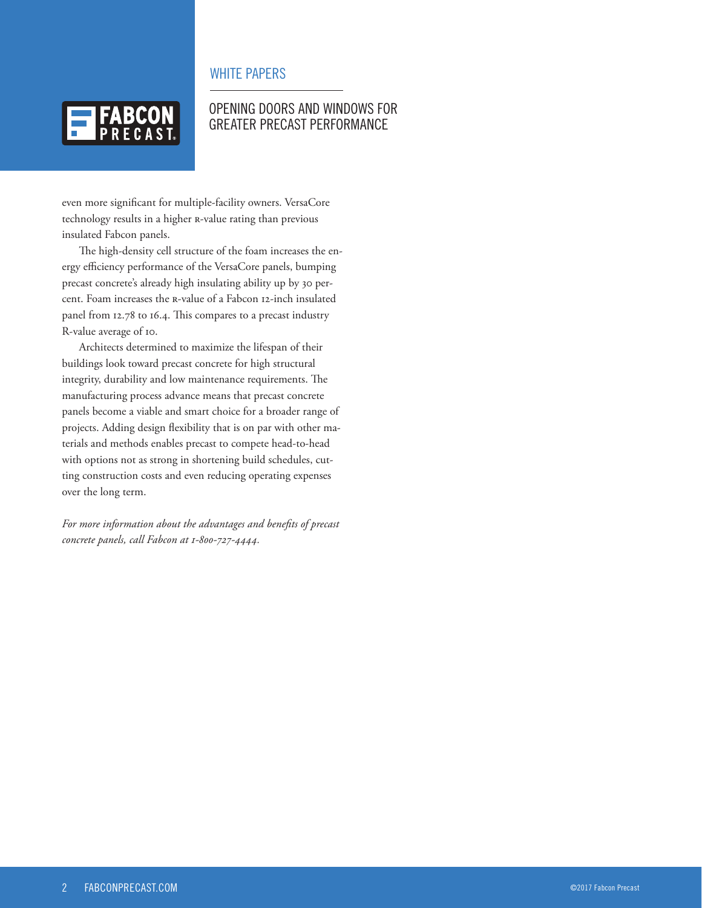even more significant for multiple-facility owners. VersaCore technology results in a higher R-value rating than previous insulated Fabcon panels.

The high-density cell structure of the foam increases the energy efficiency performance of the VersaCore panels, bumping precast concrete's already high insulating ability up by 30 percent. Foam increases the R-value of a Fabcon 12-inch insulated panel from 12.78 to 16.4. This compares to a precast industry R-value average of 10.

Architects determined to maximize the lifespan of their buildings look toward precast concrete for high structural integrity, durability and low maintenance requirements. The manufacturing process advance means that precast concrete panels become a viable and smart choice for a broader range of projects. Adding design flexibility that is on par with other materials and methods enables precast to compete head-to-head with options not as strong in shortening build schedules, cutting construction costs and even reducing operating expenses over the long term.

*For more information about the advantages and benefits of precast concrete panels, call Fabcon at 1-800-727-4444.*